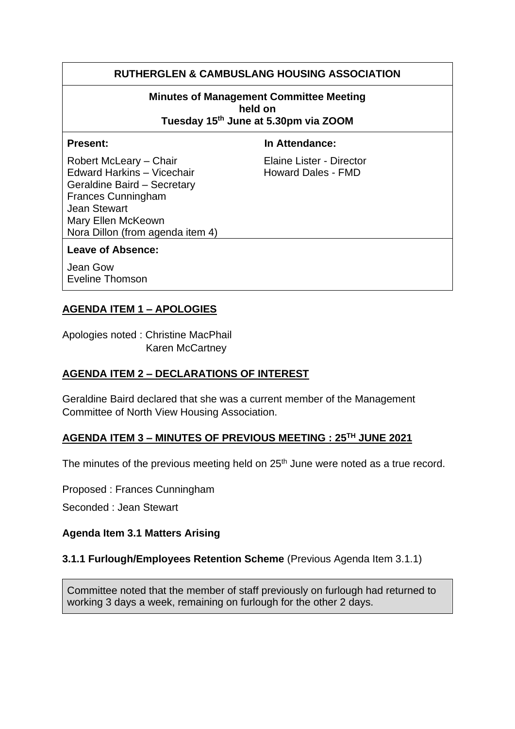# RUTHERGLEN & CAMBUSLANG HOUSING ASSOCIATION

**Minutes of Management Committee Meeting held on Tuesday 15th June at 5.30pm via ZOOM**

| Present: | In Attendance: |
|---|---|
| Robert McLeary – Chair | Elaine Lister - Director |
| Edward Harkins – Vicechair | Howard Dales - FMD |
| Geraldine Baird – Secretary | |
| Frances Cunningham | |
| Jean Stewart | |
| Mary Ellen McKeown | |
| Nora Dillon (from agenda item 4) | |

**Leave of Absence:**

Jean Gow
Eveline Thomson

## AGENDA ITEM 1 – APOLOGIES

Apologies noted : Christine MacPhail
Karen McCartney

## AGENDA ITEM 2 – DECLARATIONS OF INTEREST

Geraldine Baird declared that she was a current member of the Management Committee of North View Housing Association.

## AGENDA ITEM 3 – MINUTES OF PREVIOUS MEETING : 25TH JUNE 2021

The minutes of the previous meeting held on 25th June were noted as a true record.

Proposed : Frances Cunningham

Seconded : Jean Stewart

### Agenda Item 3.1 Matters Arising

**3.1.1 Furlough/Employees Retention Scheme** (Previous Agenda Item 3.1.1)

Committee noted that the member of staff previously on furlough had returned to working 3 days a week, remaining on furlough for the other 2 days.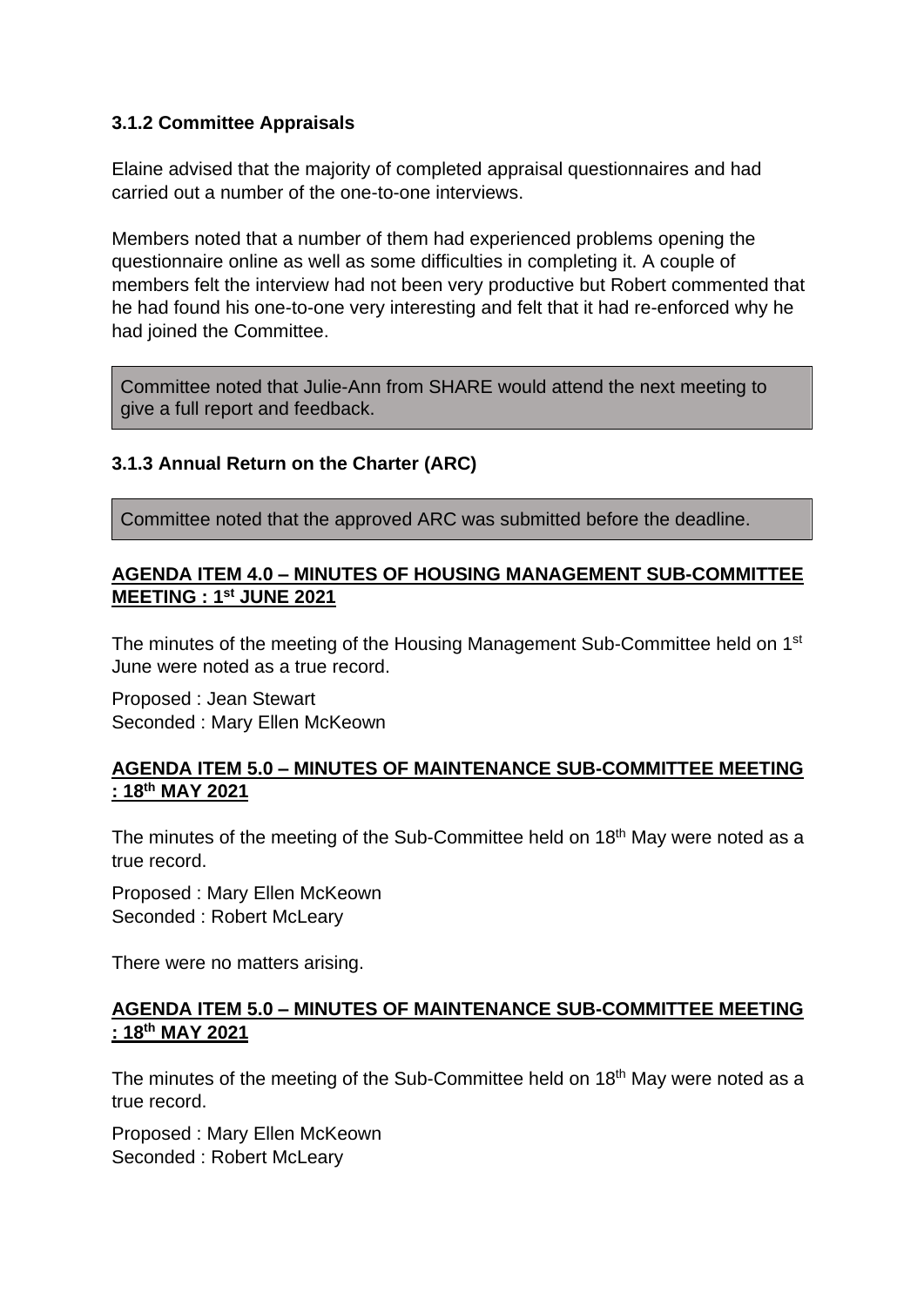### 3.1.2 Committee Appraisals

Elaine advised that the majority of completed appraisal questionnaires and had carried out a number of the one-to-one interviews.

Members noted that a number of them had experienced problems opening the questionnaire online as well as some difficulties in completing it. A couple of members felt the interview had not been very productive but Robert commented that he had found his one-to-one very interesting and felt that it had re-enforced why he had joined the Committee.

> Committee noted that Julie-Ann from SHARE would attend the next meeting to give a full report and feedback.

### 3.1.3 Annual Return on the Charter (ARC)

> Committee noted that the approved ARC was submitted before the deadline.

### AGENDA ITEM 4.0 – MINUTES OF HOUSING MANAGEMENT SUB-COMMITTEE MEETING : 1st JUNE 2021

The minutes of the meeting of the Housing Management Sub-Committee held on 1st June were noted as a true record.

Proposed : Jean Stewart
Seconded : Mary Ellen McKeown

### AGENDA ITEM 5.0 – MINUTES OF MAINTENANCE SUB-COMMITTEE MEETING : 18th MAY 2021

The minutes of the meeting of the Sub-Committee held on 18th May were noted as a true record.

Proposed : Mary Ellen McKeown
Seconded : Robert McLeary

There were no matters arising.

### AGENDA ITEM 5.0 – MINUTES OF MAINTENANCE SUB-COMMITTEE MEETING : 18th MAY 2021

The minutes of the meeting of the Sub-Committee held on 18th May were noted as a true record.

Proposed : Mary Ellen McKeown
Seconded : Robert McLeary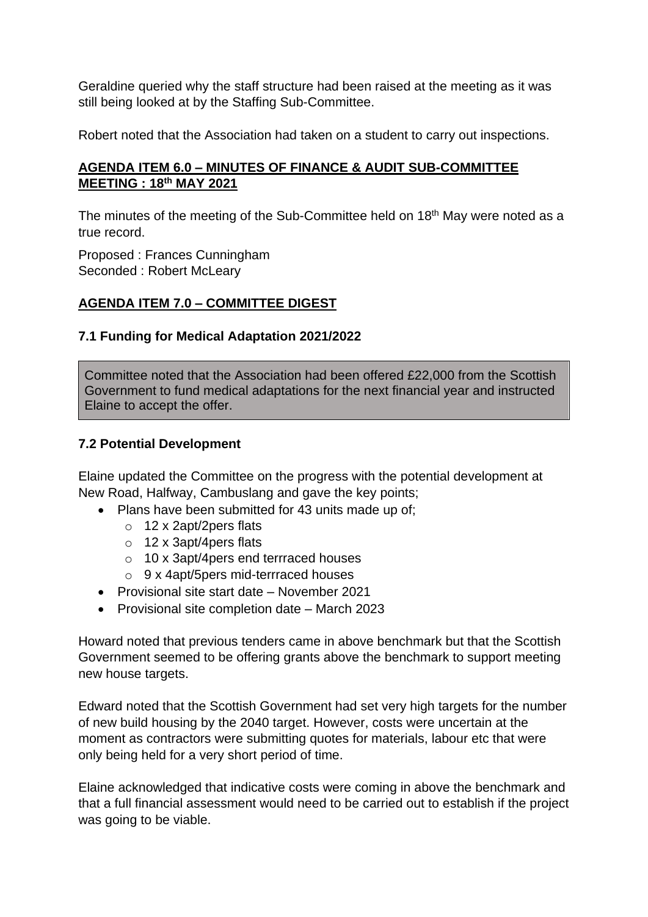Geraldine queried why the staff structure had been raised at the meeting as it was still being looked at by the Staffing Sub-Committee.

Robert noted that the Association had taken on a student to carry out inspections.

## AGENDA ITEM 6.0 – MINUTES OF FINANCE & AUDIT SUB-COMMITTEE MEETING : 18th MAY 2021

The minutes of the meeting of the Sub-Committee held on 18th May were noted as a true record.

Proposed : Frances Cunningham
Seconded : Robert McLeary

## AGENDA ITEM 7.0 – COMMITTEE DIGEST

### 7.1 Funding for Medical Adaptation 2021/2022

Committee noted that the Association had been offered £22,000 from the Scottish Government to fund medical adaptations for the next financial year and instructed Elaine to accept the offer.

### 7.2 Potential Development

Elaine updated the Committee on the progress with the potential development at New Road, Halfway, Cambuslang and gave the key points;

- Plans have been submitted for 43 units made up of;
  - 12 x 2apt/2pers flats
  - 12 x 3apt/4pers flats
  - 10 x 3apt/4pers end terrraced houses
  - 9 x 4apt/5pers mid-terrraced houses
- Provisional site start date – November 2021
- Provisional site completion date – March 2023

Howard noted that previous tenders came in above benchmark but that the Scottish Government seemed to be offering grants above the benchmark to support meeting new house targets.

Edward noted that the Scottish Government had set very high targets for the number of new build housing by the 2040 target. However, costs were uncertain at the moment as contractors were submitting quotes for materials, labour etc that were only being held for a very short period of time.

Elaine acknowledged that indicative costs were coming in above the benchmark and that a full financial assessment would need to be carried out to establish if the project was going to be viable.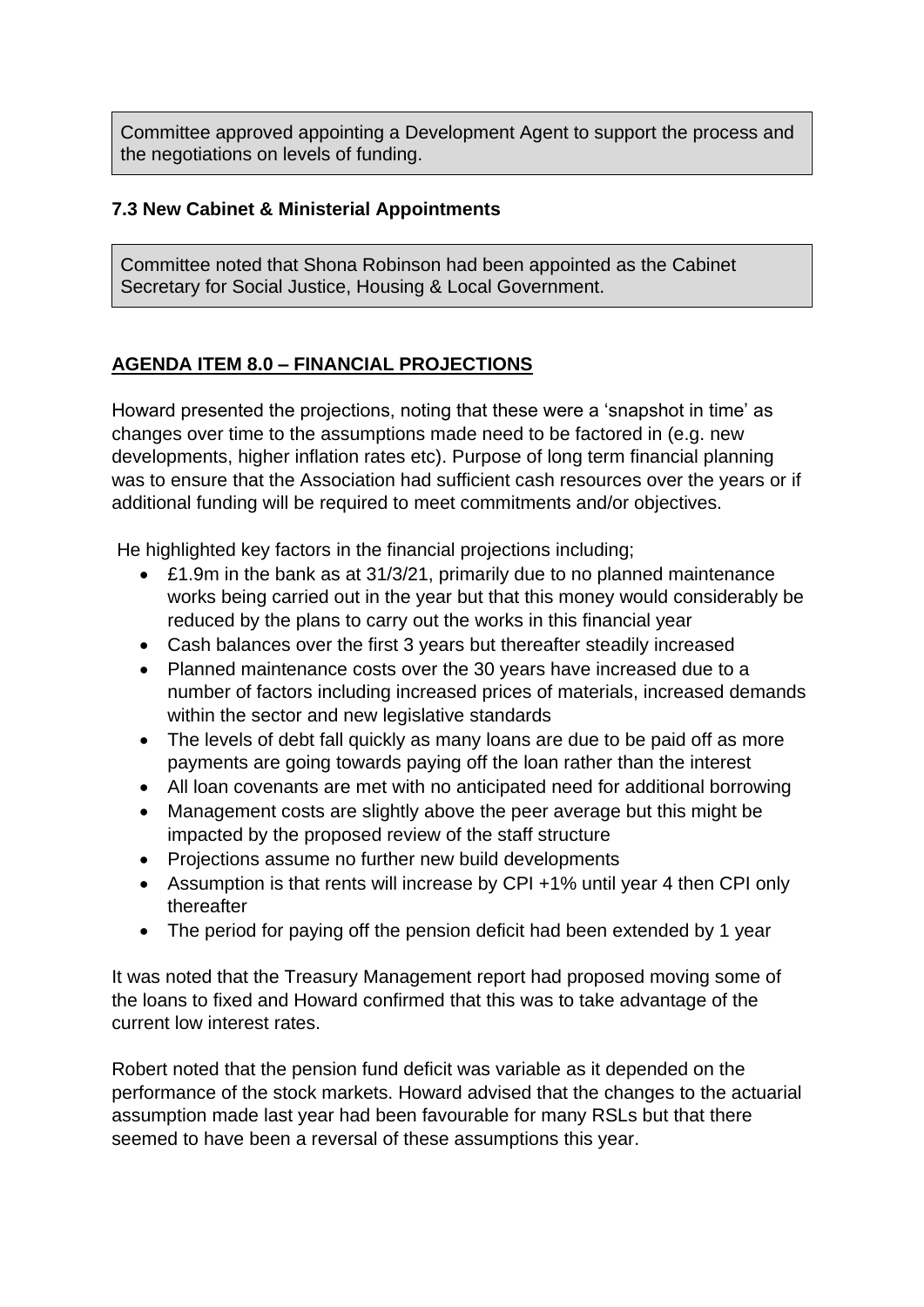Committee approved appointing a Development Agent to support the process and the negotiations on levels of funding.

### 7.3 New Cabinet & Ministerial Appointments

Committee noted that Shona Robinson had been appointed as the Cabinet Secretary for Social Justice, Housing & Local Government.

## AGENDA ITEM 8.0 – FINANCIAL PROJECTIONS

Howard presented the projections, noting that these were a 'snapshot in time' as changes over time to the assumptions made need to be factored in (e.g. new developments, higher inflation rates etc). Purpose of long term financial planning was to ensure that the Association had sufficient cash resources over the years or if additional funding will be required to meet commitments and/or objectives.

He highlighted key factors in the financial projections including;

- £1.9m in the bank as at 31/3/21, primarily due to no planned maintenance works being carried out in the year but that this money would considerably be reduced by the plans to carry out the works in this financial year
- Cash balances over the first 3 years but thereafter steadily increased
- Planned maintenance costs over the 30 years have increased due to a number of factors including increased prices of materials, increased demands within the sector and new legislative standards
- The levels of debt fall quickly as many loans are due to be paid off as more payments are going towards paying off the loan rather than the interest
- All loan covenants are met with no anticipated need for additional borrowing
- Management costs are slightly above the peer average but this might be impacted by the proposed review of the staff structure
- Projections assume no further new build developments
- Assumption is that rents will increase by CPI +1% until year 4 then CPI only thereafter
- The period for paying off the pension deficit had been extended by 1 year

It was noted that the Treasury Management report had proposed moving some of the loans to fixed and Howard confirmed that this was to take advantage of the current low interest rates.

Robert noted that the pension fund deficit was variable as it depended on the performance of the stock markets. Howard advised that the changes to the actuarial assumption made last year had been favourable for many RSLs but that there seemed to have been a reversal of these assumptions this year.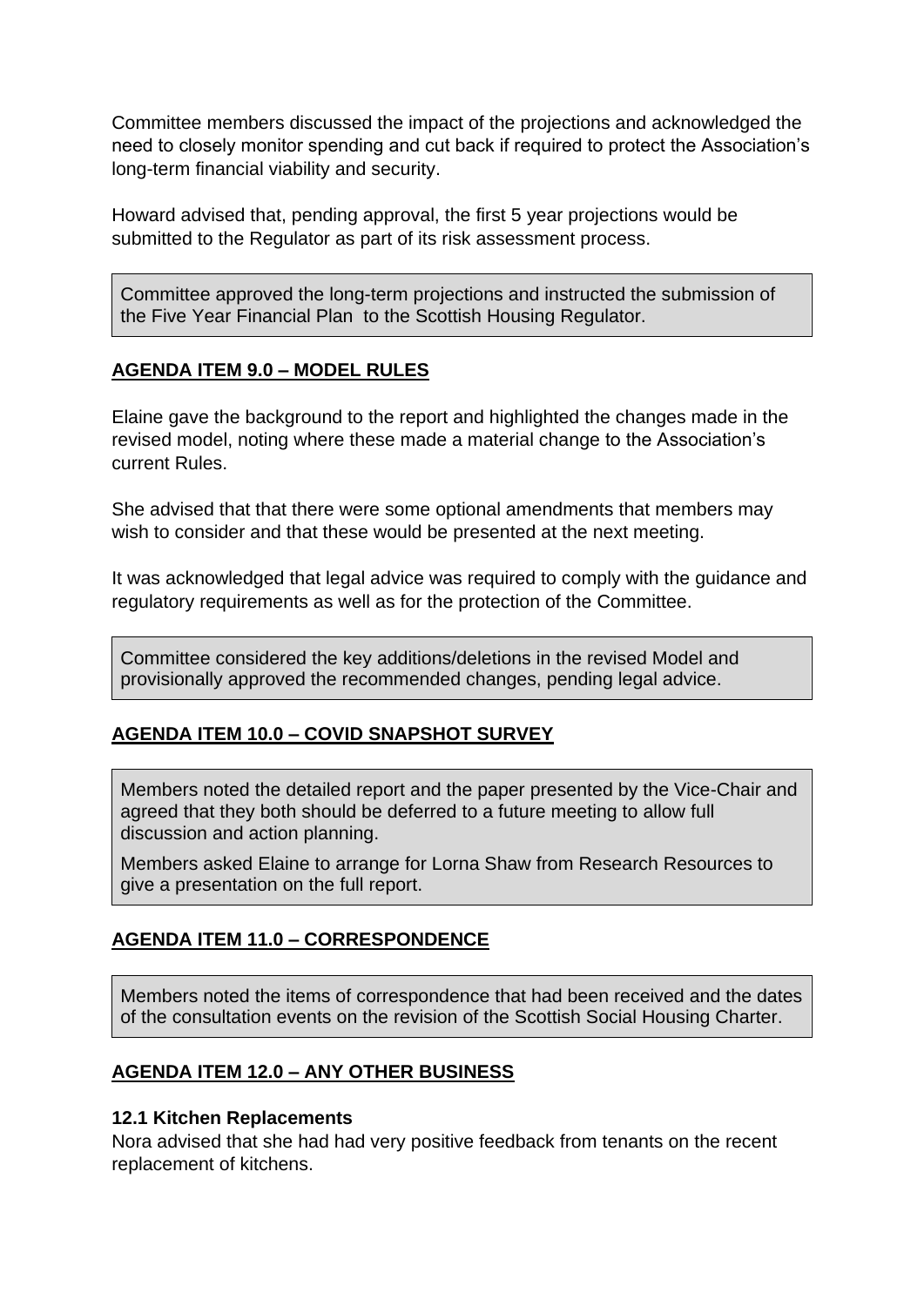Committee members discussed the impact of the projections and acknowledged the need to closely monitor spending and cut back if required to protect the Association's long-term financial viability and security.

Howard advised that, pending approval, the first 5 year projections would be submitted to the Regulator as part of its risk assessment process.

> Committee approved the long-term projections and instructed the submission of the Five Year Financial Plan to the Scottish Housing Regulator.

## AGENDA ITEM 9.0 – MODEL RULES

Elaine gave the background to the report and highlighted the changes made in the revised model, noting where these made a material change to the Association's current Rules.

She advised that that there were some optional amendments that members may wish to consider and that these would be presented at the next meeting.

It was acknowledged that legal advice was required to comply with the guidance and regulatory requirements as well as for the protection of the Committee.

> Committee considered the key additions/deletions in the revised Model and provisionally approved the recommended changes, pending legal advice.

## AGENDA ITEM 10.0 – COVID SNAPSHOT SURVEY

> Members noted the detailed report and the paper presented by the Vice-Chair and agreed that they both should be deferred to a future meeting to allow full discussion and action planning.
>
> Members asked Elaine to arrange for Lorna Shaw from Research Resources to give a presentation on the full report.

## AGENDA ITEM 11.0 – CORRESPONDENCE

> Members noted the items of correspondence that had been received and the dates of the consultation events on the revision of the Scottish Social Housing Charter.

## AGENDA ITEM 12.0 – ANY OTHER BUSINESS

**12.1 Kitchen Replacements**

Nora advised that she had had very positive feedback from tenants on the recent replacement of kitchens.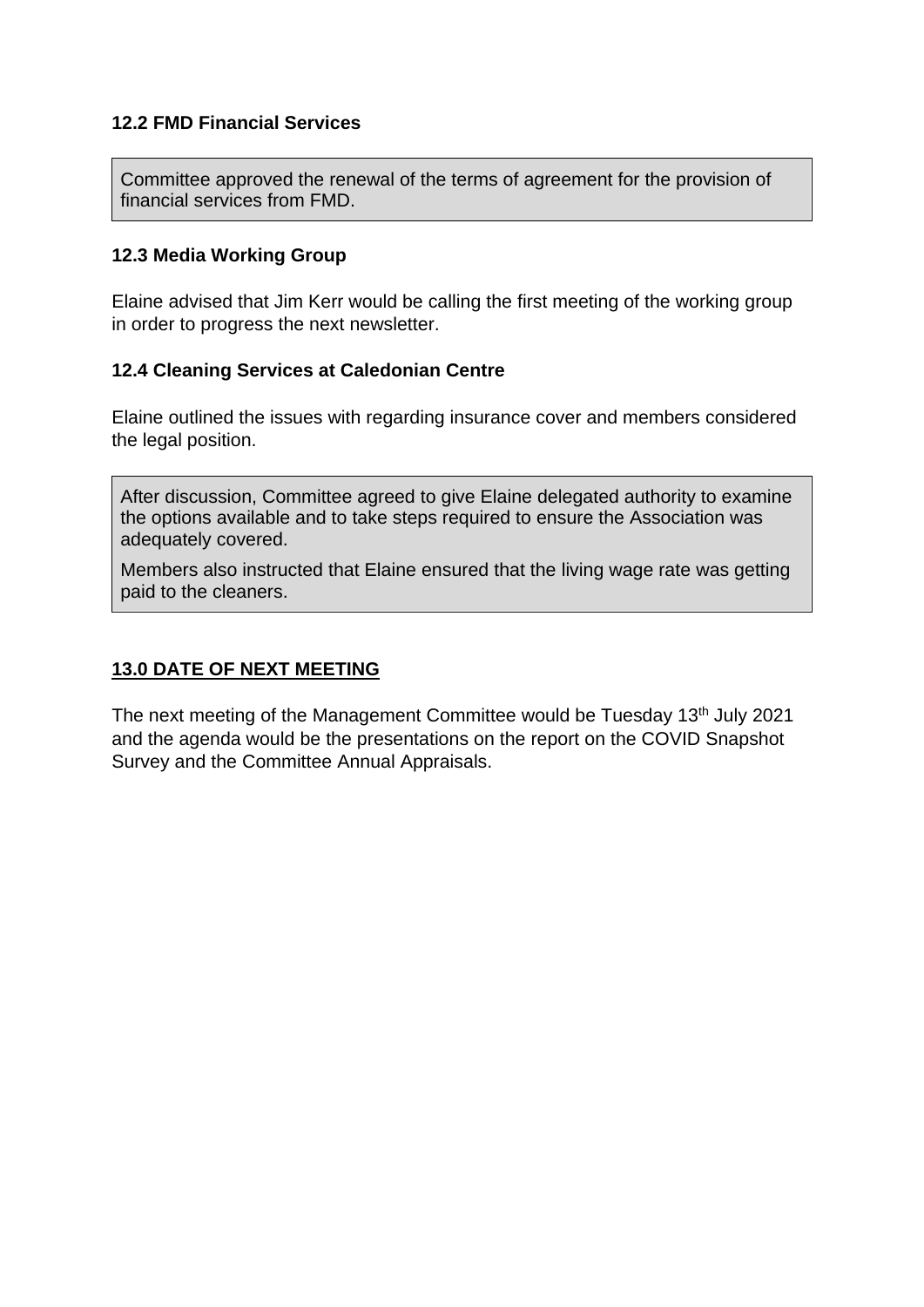### 12.2 FMD Financial Services

> Committee approved the renewal of the terms of agreement for the provision of financial services from FMD.

### 12.3 Media Working Group

Elaine advised that Jim Kerr would be calling the first meeting of the working group in order to progress the next newsletter.

### 12.4 Cleaning Services at Caledonian Centre

Elaine outlined the issues with regarding insurance cover and members considered the legal position.

> After discussion, Committee agreed to give Elaine delegated authority to examine the options available and to take steps required to ensure the Association was adequately covered.
>
> Members also instructed that Elaine ensured that the living wage rate was getting paid to the cleaners.

## 13.0 DATE OF NEXT MEETING

The next meeting of the Management Committee would be Tuesday 13th July 2021 and the agenda would be the presentations on the report on the COVID Snapshot Survey and the Committee Annual Appraisals.